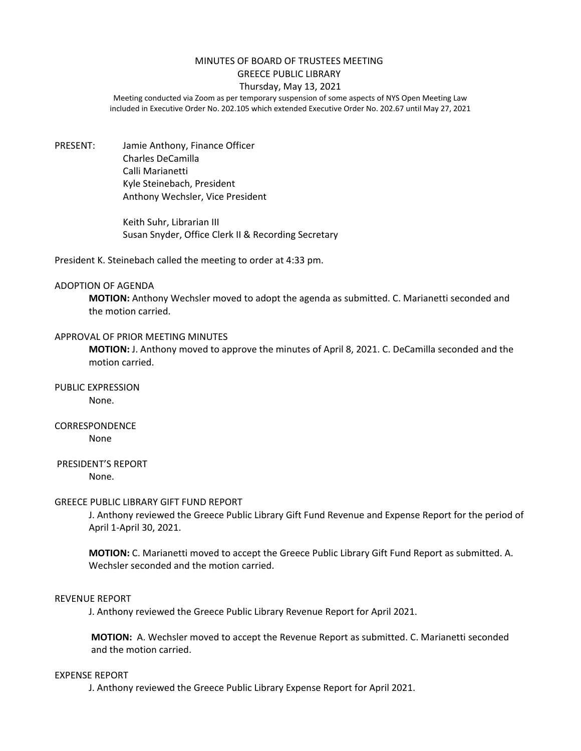# MINUTES OF BOARD OF TRUSTEES MEETING
## GREECE PUBLIC LIBRARY
### Thursday, May 13, 2021

Meeting conducted via Zoom as per temporary suspension of some aspects of NYS Open Meeting Law included in Executive Order No. 202.105 which extended Executive Order No. 202.67 until May 27, 2021

PRESENT:
Jamie Anthony, Finance Officer
Charles DeCamilla
Calli Marianetti
Kyle Steinebach, President
Anthony Wechsler, Vice President

Keith Suhr, Librarian III
Susan Snyder, Office Clerk II & Recording Secretary

President K. Steinebach called the meeting to order at 4:33 pm.

ADOPTION OF AGENDA

**MOTION:** Anthony Wechsler moved to adopt the agenda as submitted. C. Marianetti seconded and the motion carried.

APPROVAL OF PRIOR MEETING MINUTES

**MOTION:** J. Anthony moved to approve the minutes of April 8, 2021. C. DeCamilla seconded and the motion carried.

PUBLIC EXPRESSION

None.

CORRESPONDENCE

None

PRESIDENT'S REPORT

None.

GREECE PUBLIC LIBRARY GIFT FUND REPORT

J. Anthony reviewed the Greece Public Library Gift Fund Revenue and Expense Report for the period of April 1-April 30, 2021.

**MOTION:** C. Marianetti moved to accept the Greece Public Library Gift Fund Report as submitted. A. Wechsler seconded and the motion carried.

REVENUE REPORT

J. Anthony reviewed the Greece Public Library Revenue Report for April 2021.

**MOTION:** A. Wechsler moved to accept the Revenue Report as submitted. C. Marianetti seconded and the motion carried.

EXPENSE REPORT

J. Anthony reviewed the Greece Public Library Expense Report for April 2021.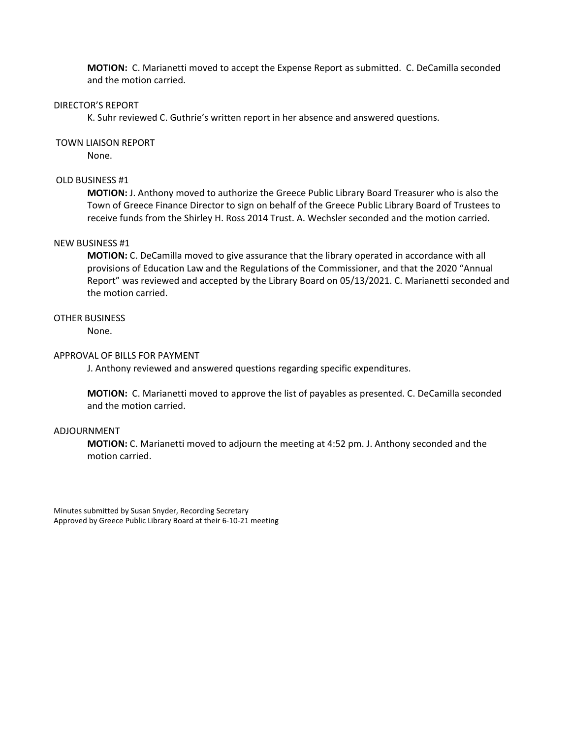**MOTION:** C. Marianetti moved to accept the Expense Report as submitted. C. DeCamilla seconded and the motion carried.

DIRECTOR'S REPORT

K. Suhr reviewed C. Guthrie's written report in her absence and answered questions.

TOWN LIAISON REPORT

None.

OLD BUSINESS #1

**MOTION:** J. Anthony moved to authorize the Greece Public Library Board Treasurer who is also the Town of Greece Finance Director to sign on behalf of the Greece Public Library Board of Trustees to receive funds from the Shirley H. Ross 2014 Trust. A. Wechsler seconded and the motion carried.

NEW BUSINESS #1

**MOTION:** C. DeCamilla moved to give assurance that the library operated in accordance with all provisions of Education Law and the Regulations of the Commissioner, and that the 2020 "Annual Report" was reviewed and accepted by the Library Board on 05/13/2021. C. Marianetti seconded and the motion carried.

OTHER BUSINESS

None.

APPROVAL OF BILLS FOR PAYMENT

J. Anthony reviewed and answered questions regarding specific expenditures.

**MOTION:** C. Marianetti moved to approve the list of payables as presented. C. DeCamilla seconded and the motion carried.

ADJOURNMENT

**MOTION:** C. Marianetti moved to adjourn the meeting at 4:52 pm. J. Anthony seconded and the motion carried.

Minutes submitted by Susan Snyder, Recording Secretary
Approved by Greece Public Library Board at their 6-10-21 meeting